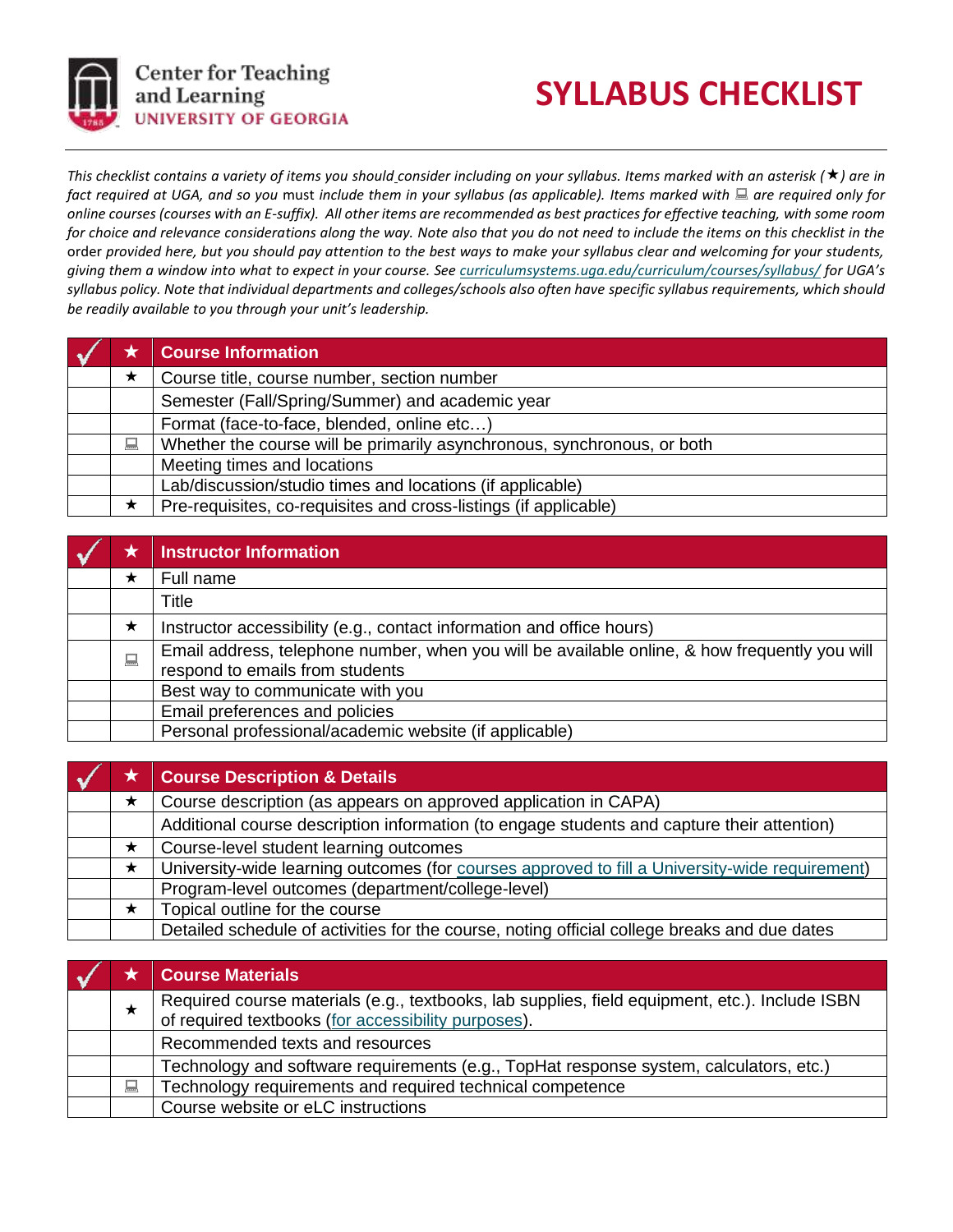Center for Teaching and Learning
UNIVERSITY OF GEORGIA

# SYLLABUS CHECKLIST

*This checklist contains a variety of items you should consider including on your syllabus. Items marked with an asterisk (★) are in fact required at UGA, and so you* must *include them in your syllabus (as applicable). Items marked with 💻 are required only for online courses (courses with an E-suffix). All other items are recommended as best practices for effective teaching, with some room for choice and relevance considerations along the way. Note also that you do not need to include the items on this checklist in the* order *provided here, but you should pay attention to the best ways to make your syllabus clear and welcoming for your students, giving them a window into what to expect in your course. See [curriculumsystems.uga.edu/curriculum/courses/syllabus/](curriculumsystems.uga.edu/curriculum/courses/syllabus/) for UGA's syllabus policy. Note that individual departments and colleges/schools also often have specific syllabus requirements, which should be readily available to you through your unit's leadership.*

| ✓ | ★ | Course Information |
|---|---|---|
| | ★ | Course title, course number, section number |
| | | Semester (Fall/Spring/Summer) and academic year |
| | | Format (face-to-face, blended, online etc…) |
| | 💻 | Whether the course will be primarily asynchronous, synchronous, or both |
| | | Meeting times and locations |
| | | Lab/discussion/studio times and locations (if applicable) |
| | ★ | Pre-requisites, co-requisites and cross-listings (if applicable) |

| ✓ | ★ | Instructor Information |
|---|---|---|
| | ★ | Full name |
| | | Title |
| | ★ | Instructor accessibility (e.g., contact information and office hours) |
| | 💻 | Email address, telephone number, when you will be available online, & how frequently you will respond to emails from students |
| | | Best way to communicate with you |
| | | Email preferences and policies |
| | | Personal professional/academic website (if applicable) |

| ✓ | ★ | Course Description & Details |
|---|---|---|
| | ★ | Course description (as appears on approved application in CAPA) |
| | | Additional course description information (to engage students and capture their attention) |
| | ★ | Course-level student learning outcomes |
| | ★ | University-wide learning outcomes (for courses approved to fill a University-wide requirement) |
| | | Program-level outcomes (department/college-level) |
| | ★ | Topical outline for the course |
| | | Detailed schedule of activities for the course, noting official college breaks and due dates |

| ✓ | ★ | Course Materials |
|---|---|---|
| | ★ | Required course materials (e.g., textbooks, lab supplies, field equipment, etc.). Include ISBN of required textbooks (for accessibility purposes). |
| | | Recommended texts and resources |
| | | Technology and software requirements (e.g., TopHat response system, calculators, etc.) |
| | 💻 | Technology requirements and required technical competence |
| | | Course website or eLC instructions |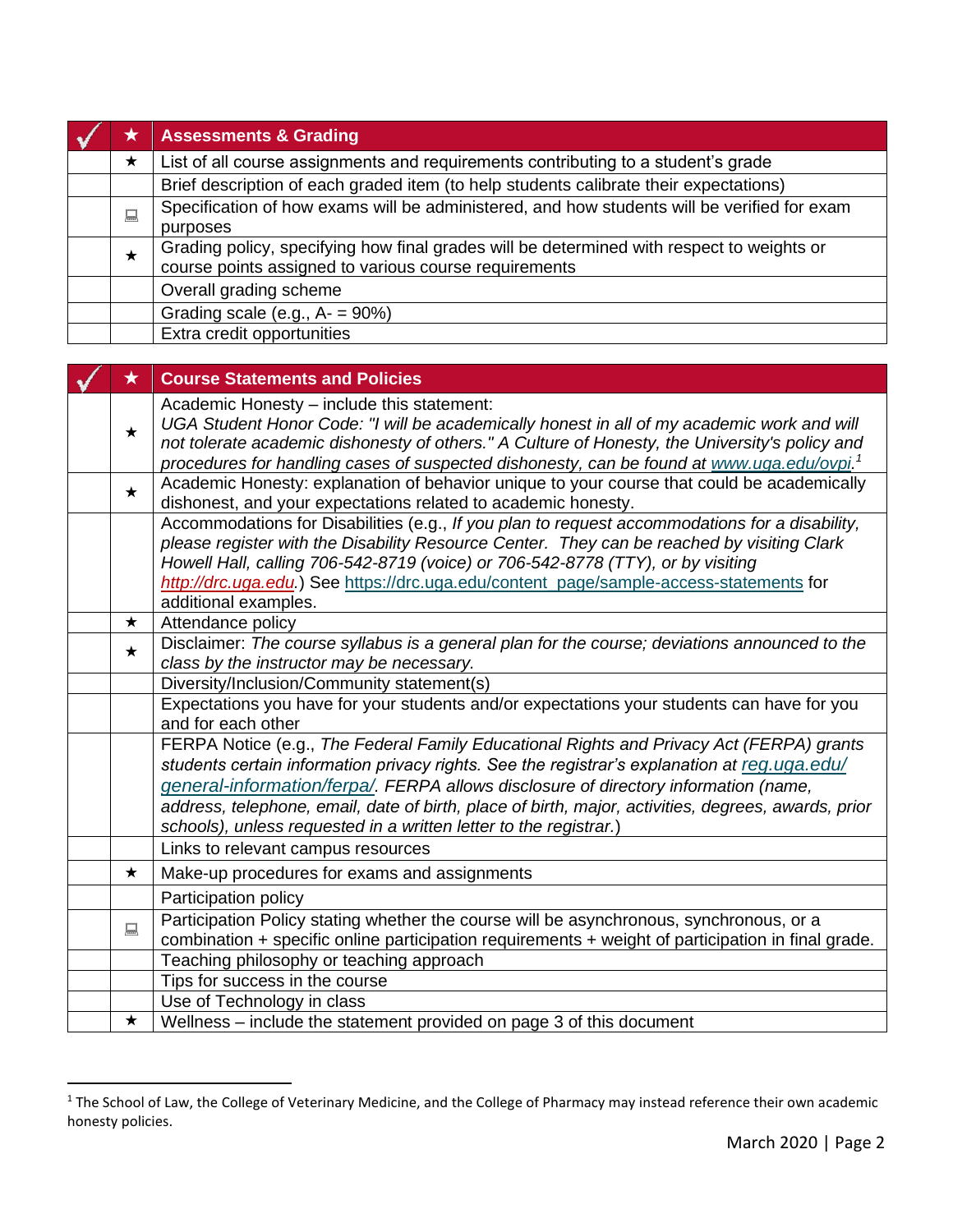| ✓ | ★ | Assessments & Grading |
|---|---|---|
| | ★ | List of all course assignments and requirements contributing to a student's grade |
| | | Brief description of each graded item (to help students calibrate their expectations) |
| | 💻 | Specification of how exams will be administered, and how students will be verified for exam purposes |
| | ★ | Grading policy, specifying how final grades will be determined with respect to weights or course points assigned to various course requirements |
| | | Overall grading scheme |
| | | Grading scale (e.g., A- = 90%) |
| | | Extra credit opportunities |

| ✓ | ★ | Course Statements and Policies |
|---|---|---|
| | ★ | Academic Honesty – include this statement: *UGA Student Honor Code: "I will be academically honest in all of my academic work and will not tolerate academic dishonesty of others." A Culture of Honesty, the University's policy and procedures for handling cases of suspected dishonesty, can be found at www.uga.edu/ovpi.*[1] |
| | ★ | Academic Honesty: explanation of behavior unique to your course that could be academically dishonest, and your expectations related to academic honesty. |
| | | Accommodations for Disabilities (e.g., *If you plan to request accommodations for a disability, please register with the Disability Resource Center. They can be reached by visiting Clark Howell Hall, calling 706-542-8719 (voice) or 706-542-8778 (TTY), or by visiting http://drc.uga.edu.*) See https://drc.uga.edu/content_page/sample-access-statements for additional examples. |
| | ★ | Attendance policy |
| | ★ | Disclaimer: *The course syllabus is a general plan for the course; deviations announced to the class by the instructor may be necessary.* |
| | | Diversity/Inclusion/Community statement(s) |
| | | Expectations you have for your students and/or expectations your students can have for you and for each other |
| | | FERPA Notice (e.g., *The Federal Family Educational Rights and Privacy Act (FERPA) grants students certain information privacy rights. See the registrar's explanation at reg.uga.edu/general-information/ferpa/. FERPA allows disclosure of directory information (name, address, telephone, email, date of birth, place of birth, major, activities, degrees, awards, prior schools), unless requested in a written letter to the registrar.*) |
| | | Links to relevant campus resources |
| | ★ | Make-up procedures for exams and assignments |
| | | Participation policy |
| | 💻 | Participation Policy stating whether the course will be asynchronous, synchronous, or a combination + specific online participation requirements + weight of participation in final grade. |
| | | Teaching philosophy or teaching approach |
| | | Tips for success in the course |
| | | Use of Technology in class |
| | ★ | Wellness – include the statement provided on page 3 of this document |

[1] The School of Law, the College of Veterinary Medicine, and the College of Pharmacy may instead reference their own academic honesty policies.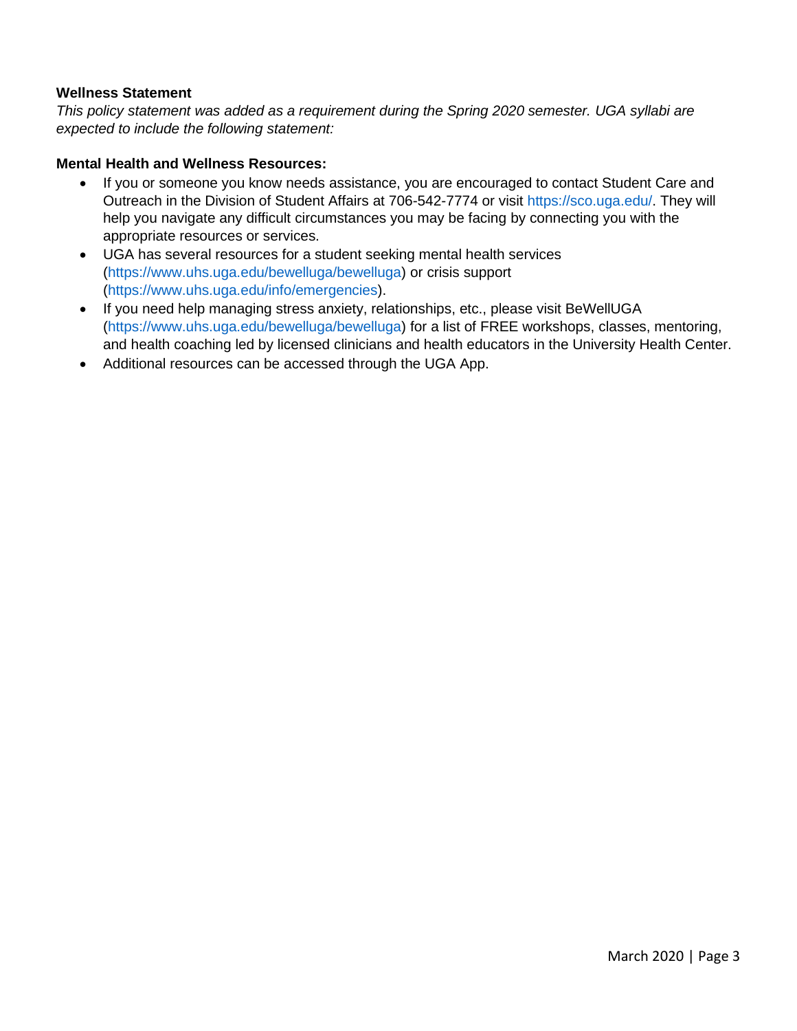**Wellness Statement**

*This policy statement was added as a requirement during the Spring 2020 semester. UGA syllabi are expected to include the following statement:*

**Mental Health and Wellness Resources:**

- If you or someone you know needs assistance, you are encouraged to contact Student Care and Outreach in the Division of Student Affairs at 706-542-7774 or visit https://sco.uga.edu/. They will help you navigate any difficult circumstances you may be facing by connecting you with the appropriate resources or services.
- UGA has several resources for a student seeking mental health services (https://www.uhs.uga.edu/bewelluga/bewelluga) or crisis support (https://www.uhs.uga.edu/info/emergencies).
- If you need help managing stress anxiety, relationships, etc., please visit BeWellUGA (https://www.uhs.uga.edu/bewelluga/bewelluga) for a list of FREE workshops, classes, mentoring, and health coaching led by licensed clinicians and health educators in the University Health Center.
- Additional resources can be accessed through the UGA App.